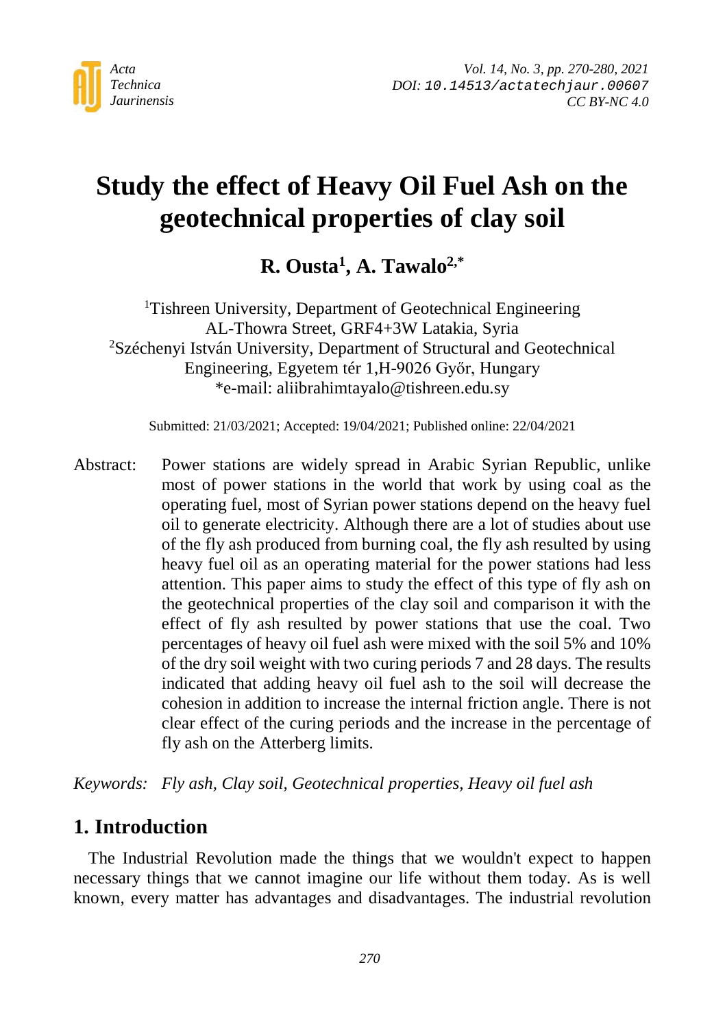# Study the effect of Heavy Oil Fuel Ash on the geotechnical properties of clay soil

**R. Ousta[1], A. Tawalo[2,*]**

[1]Tishreen University, Department of Geotechnical Engineering
AL-Thowra Street, GRF4+3W Latakia, Syria
[2]Széchenyi István University, Department of Structural and Geotechnical Engineering, Egyetem tér 1,H-9026 Győr, Hungary
*e-mail: aliibrahimtayalo@tishreen.edu.sy

Submitted: 21/03/2021; Accepted: 19/04/2021; Published online: 22/04/2021

Abstract: Power stations are widely spread in Arabic Syrian Republic, unlike most of power stations in the world that work by using coal as the operating fuel, most of Syrian power stations depend on the heavy fuel oil to generate electricity. Although there are a lot of studies about use of the fly ash produced from burning coal, the fly ash resulted by using heavy fuel oil as an operating material for the power stations had less attention. This paper aims to study the effect of this type of fly ash on the geotechnical properties of the clay soil and comparison it with the effect of fly ash resulted by power stations that use the coal. Two percentages of heavy oil fuel ash were mixed with the soil 5% and 10% of the dry soil weight with two curing periods 7 and 28 days. The results indicated that adding heavy oil fuel ash to the soil will decrease the cohesion in addition to increase the internal friction angle. There is not clear effect of the curing periods and the increase in the percentage of fly ash on the Atterberg limits.

*Keywords: Fly ash, Clay soil, Geotechnical properties, Heavy oil fuel ash*

## 1. Introduction

The Industrial Revolution made the things that we wouldn't expect to happen necessary things that we cannot imagine our life without them today. As is well known, every matter has advantages and disadvantages. The industrial revolution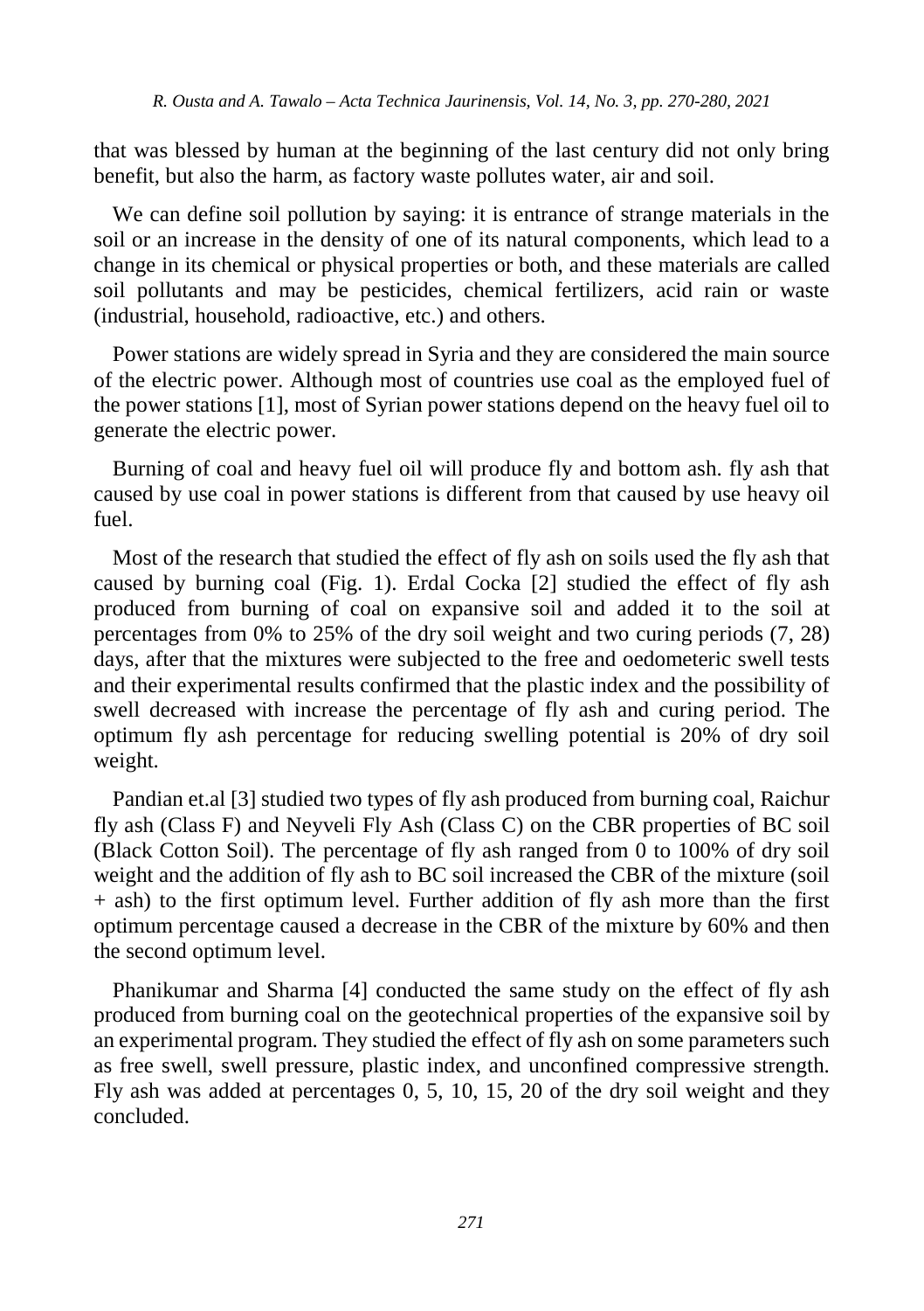that was blessed by human at the beginning of the last century did not only bring benefit, but also the harm, as factory waste pollutes water, air and soil.

We can define soil pollution by saying: it is entrance of strange materials in the soil or an increase in the density of one of its natural components, which lead to a change in its chemical or physical properties or both, and these materials are called soil pollutants and may be pesticides, chemical fertilizers, acid rain or waste (industrial, household, radioactive, etc.) and others.

Power stations are widely spread in Syria and they are considered the main source of the electric power. Although most of countries use coal as the employed fuel of the power stations [1], most of Syrian power stations depend on the heavy fuel oil to generate the electric power.

Burning of coal and heavy fuel oil will produce fly and bottom ash. fly ash that caused by use coal in power stations is different from that caused by use heavy oil fuel.

Most of the research that studied the effect of fly ash on soils used the fly ash that caused by burning coal (Fig. 1). Erdal Cocka [2] studied the effect of fly ash produced from burning of coal on expansive soil and added it to the soil at percentages from 0% to 25% of the dry soil weight and two curing periods (7, 28) days, after that the mixtures were subjected to the free and oedometeric swell tests and their experimental results confirmed that the plastic index and the possibility of swell decreased with increase the percentage of fly ash and curing period. The optimum fly ash percentage for reducing swelling potential is 20% of dry soil weight.

Pandian et.al [3] studied two types of fly ash produced from burning coal, Raichur fly ash (Class F) and Neyveli Fly Ash (Class C) on the CBR properties of BC soil (Black Cotton Soil). The percentage of fly ash ranged from 0 to 100% of dry soil weight and the addition of fly ash to BC soil increased the CBR of the mixture (soil + ash) to the first optimum level. Further addition of fly ash more than the first optimum percentage caused a decrease in the CBR of the mixture by 60% and then the second optimum level.

Phanikumar and Sharma [4] conducted the same study on the effect of fly ash produced from burning coal on the geotechnical properties of the expansive soil by an experimental program. They studied the effect of fly ash on some parameters such as free swell, swell pressure, plastic index, and unconfined compressive strength. Fly ash was added at percentages 0, 5, 10, 15, 20 of the dry soil weight and they concluded.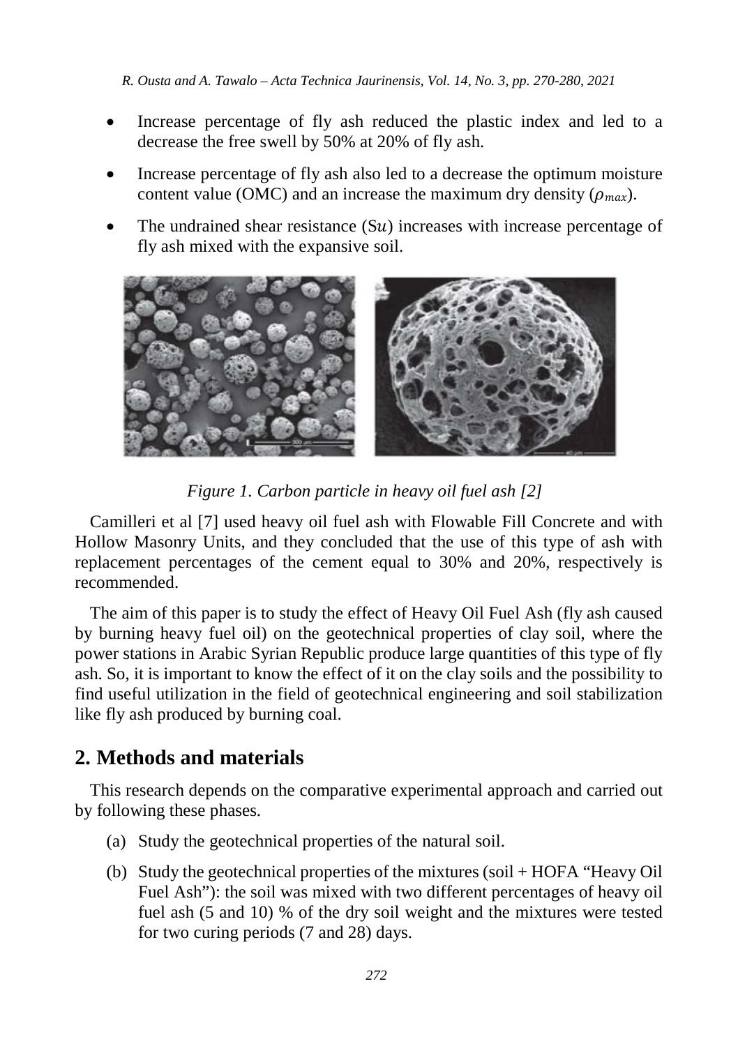- Increase percentage of fly ash reduced the plastic index and led to a decrease the free swell by 50% at 20% of fly ash.
- Increase percentage of fly ash also led to a decrease the optimum moisture content value (OMC) and an increase the maximum dry density ($\rho_{max}$).
- The undrained shear resistance ($Su$) increases with increase percentage of fly ash mixed with the expansive soil.

*Figure 1. Carbon particle in heavy oil fuel ash [2]*

Camilleri et al [7] used heavy oil fuel ash with Flowable Fill Concrete and with Hollow Masonry Units, and they concluded that the use of this type of ash with replacement percentages of the cement equal to 30% and 20%, respectively is recommended.

The aim of this paper is to study the effect of Heavy Oil Fuel Ash (fly ash caused by burning heavy fuel oil) on the geotechnical properties of clay soil, where the power stations in Arabic Syrian Republic produce large quantities of this type of fly ash. So, it is important to know the effect of it on the clay soils and the possibility to find useful utilization in the field of geotechnical engineering and soil stabilization like fly ash produced by burning coal.

## 2. Methods and materials

This research depends on the comparative experimental approach and carried out by following these phases.

(a) Study the geotechnical properties of the natural soil.

(b) Study the geotechnical properties of the mixtures (soil + HOFA "Heavy Oil Fuel Ash"): the soil was mixed with two different percentages of heavy oil fuel ash (5 and 10) % of the dry soil weight and the mixtures were tested for two curing periods (7 and 28) days.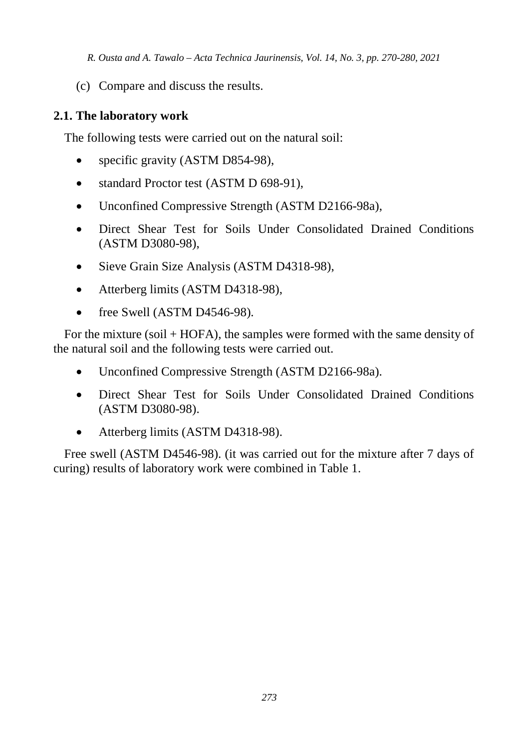(c) Compare and discuss the results.

### 2.1. The laboratory work

The following tests were carried out on the natural soil:

- specific gravity (ASTM D854-98),
- standard Proctor test (ASTM D 698-91),
- Unconfined Compressive Strength (ASTM D2166-98a),
- Direct Shear Test for Soils Under Consolidated Drained Conditions (ASTM D3080-98),
- Sieve Grain Size Analysis (ASTM D4318-98),
- Atterberg limits (ASTM D4318-98),
- free Swell (ASTM D4546-98).

For the mixture (soil + HOFA), the samples were formed with the same density of the natural soil and the following tests were carried out.

- Unconfined Compressive Strength (ASTM D2166-98a).
- Direct Shear Test for Soils Under Consolidated Drained Conditions (ASTM D3080-98).
- Atterberg limits (ASTM D4318-98).

Free swell (ASTM D4546-98). (it was carried out for the mixture after 7 days of curing) results of laboratory work were combined in Table 1.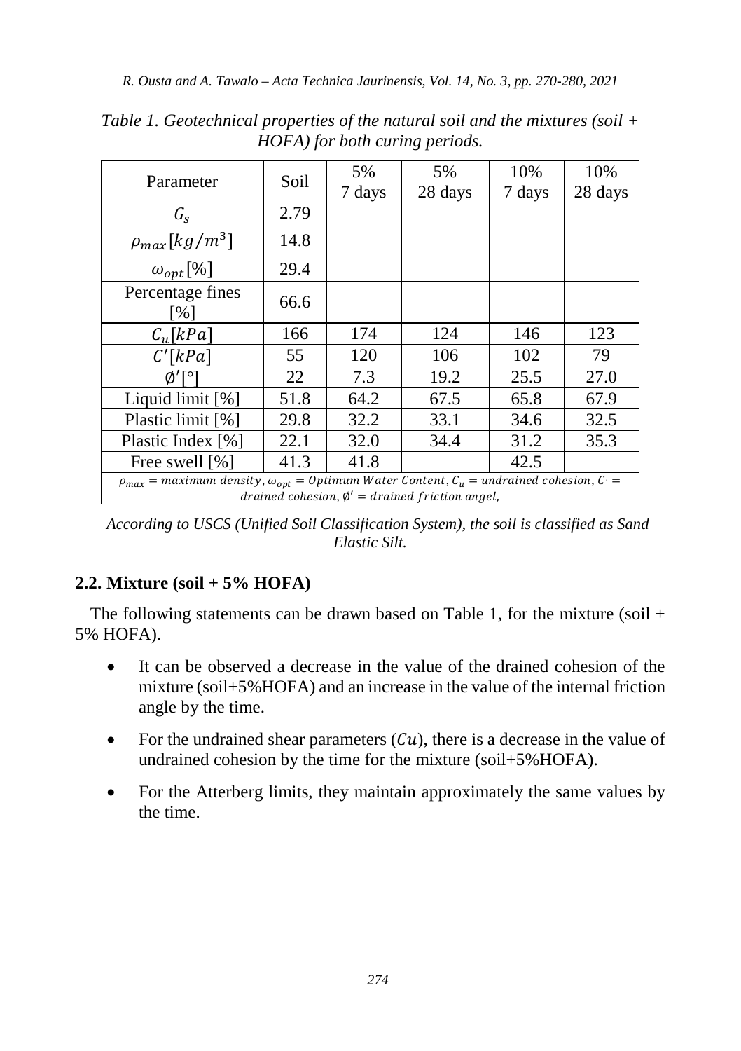*Table 1. Geotechnical properties of the natural soil and the mixtures (soil + HOFA) for both curing periods.*

| Parameter | Soil | 5% 7 days | 5% 28 days | 10% 7 days | 10% 28 days |
|---|---|---|---|---|---|
| $G_s$ | 2.79 | | | | |
| $\rho_{max} [kg/m^3]$ | 14.8 | | | | |
| $\omega_{opt}$[%] | 29.4 | | | | |
| Percentage fines [%] | 66.6 | | | | |
| $C_u [kPa]$ | 166 | 174 | 124 | 146 | 123 |
| $C' [kPa]$ | 55 | 120 | 106 | 102 | 79 |
| $\emptyset'$[°] | 22 | 7.3 | 19.2 | 25.5 | 27.0 |
| Liquid limit [%] | 51.8 | 64.2 | 67.5 | 65.8 | 67.9 |
| Plastic limit [%] | 29.8 | 32.2 | 33.1 | 34.6 | 32.5 |
| Plastic Index [%] | 22.1 | 32.0 | 34.4 | 31.2 | 35.3 |
| Free swell [%] | 41.3 | 41.8 | | 42.5 | |

$\rho_{max}$ = maximum density, $\omega_{opt}$ = Optimum Water Content, $C_u$ = undrained cohesion, $C'$ = drained cohesion, $\emptyset'$ = drained friction angel,

*According to USCS (Unified Soil Classification System), the soil is classified as Sand Elastic Silt.*

### 2.2. Mixture (soil + 5% HOFA)

The following statements can be drawn based on Table 1, for the mixture (soil + 5% HOFA).

- It can be observed a decrease in the value of the drained cohesion of the mixture (soil+5%HOFA) and an increase in the value of the internal friction angle by the time.
- For the undrained shear parameters ($Cu$), there is a decrease in the value of undrained cohesion by the time for the mixture (soil+5%HOFA).
- For the Atterberg limits, they maintain approximately the same values by the time.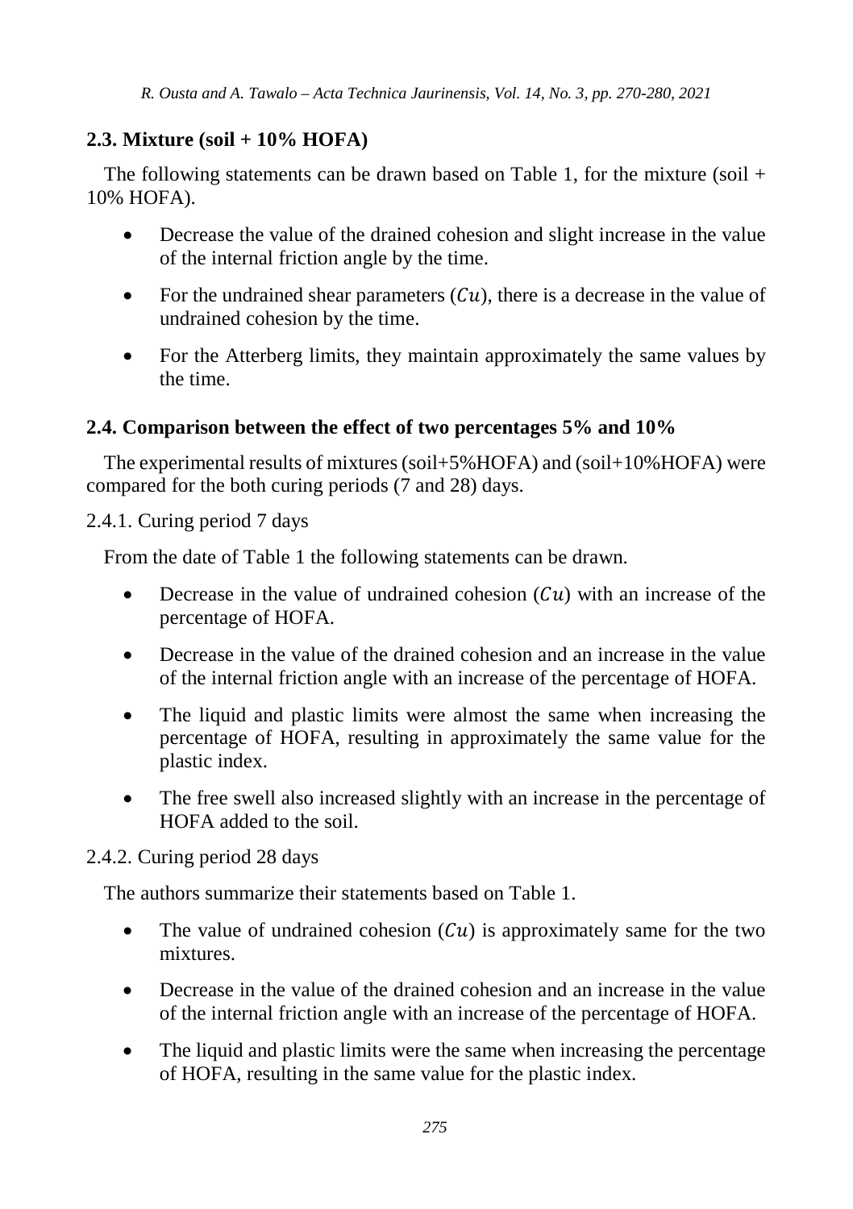## 2.3. Mixture (soil + 10% HOFA)

The following statements can be drawn based on Table 1, for the mixture (soil + 10% HOFA).

- Decrease the value of the drained cohesion and slight increase in the value of the internal friction angle by the time.
- For the undrained shear parameters ($Cu$), there is a decrease in the value of undrained cohesion by the time.
- For the Atterberg limits, they maintain approximately the same values by the time.

## 2.4. Comparison between the effect of two percentages 5% and 10%

The experimental results of mixtures (soil+5%HOFA) and (soil+10%HOFA) were compared for the both curing periods (7 and 28) days.

2.4.1. Curing period 7 days

From the date of Table 1 the following statements can be drawn.

- Decrease in the value of undrained cohesion ($Cu$) with an increase of the percentage of HOFA.
- Decrease in the value of the drained cohesion and an increase in the value of the internal friction angle with an increase of the percentage of HOFA.
- The liquid and plastic limits were almost the same when increasing the percentage of HOFA, resulting in approximately the same value for the plastic index.
- The free swell also increased slightly with an increase in the percentage of HOFA added to the soil.

2.4.2. Curing period 28 days

The authors summarize their statements based on Table 1.

- The value of undrained cohesion ($Cu$) is approximately same for the two mixtures.
- Decrease in the value of the drained cohesion and an increase in the value of the internal friction angle with an increase of the percentage of HOFA.
- The liquid and plastic limits were the same when increasing the percentage of HOFA, resulting in the same value for the plastic index.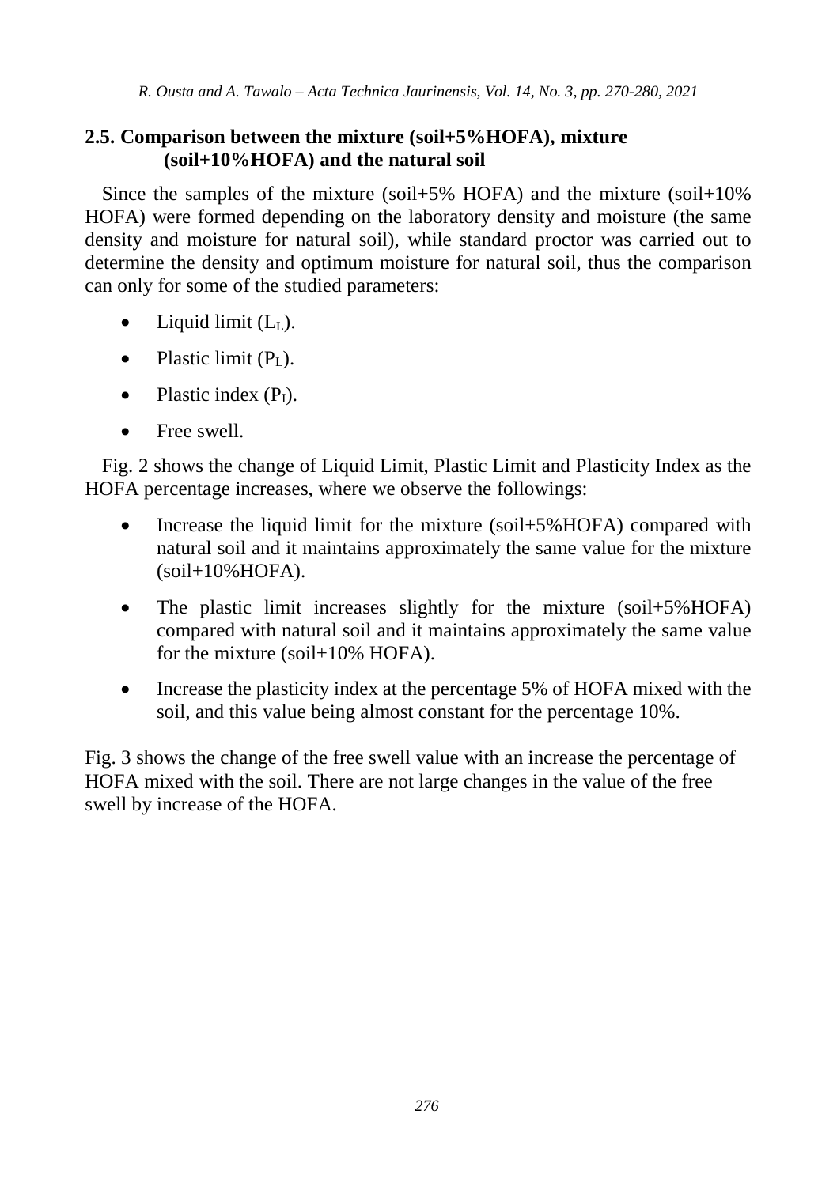### 2.5. Comparison between the mixture (soil+5%HOFA), mixture (soil+10%HOFA) and the natural soil

Since the samples of the mixture (soil+5% HOFA) and the mixture (soil+10% HOFA) were formed depending on the laboratory density and moisture (the same density and moisture for natural soil), while standard proctor was carried out to determine the density and optimum moisture for natural soil, thus the comparison can only for some of the studied parameters:

- Liquid limit ($L_L$).
- Plastic limit ($P_L$).
- Plastic index ($P_I$).
- Free swell.

Fig. 2 shows the change of Liquid Limit, Plastic Limit and Plasticity Index as the HOFA percentage increases, where we observe the followings:

- Increase the liquid limit for the mixture (soil+5%HOFA) compared with natural soil and it maintains approximately the same value for the mixture (soil+10%HOFA).
- The plastic limit increases slightly for the mixture (soil+5%HOFA) compared with natural soil and it maintains approximately the same value for the mixture (soil+10% HOFA).
- Increase the plasticity index at the percentage 5% of HOFA mixed with the soil, and this value being almost constant for the percentage 10%.

Fig. 3 shows the change of the free swell value with an increase the percentage of HOFA mixed with the soil. There are not large changes in the value of the free swell by increase of the HOFA.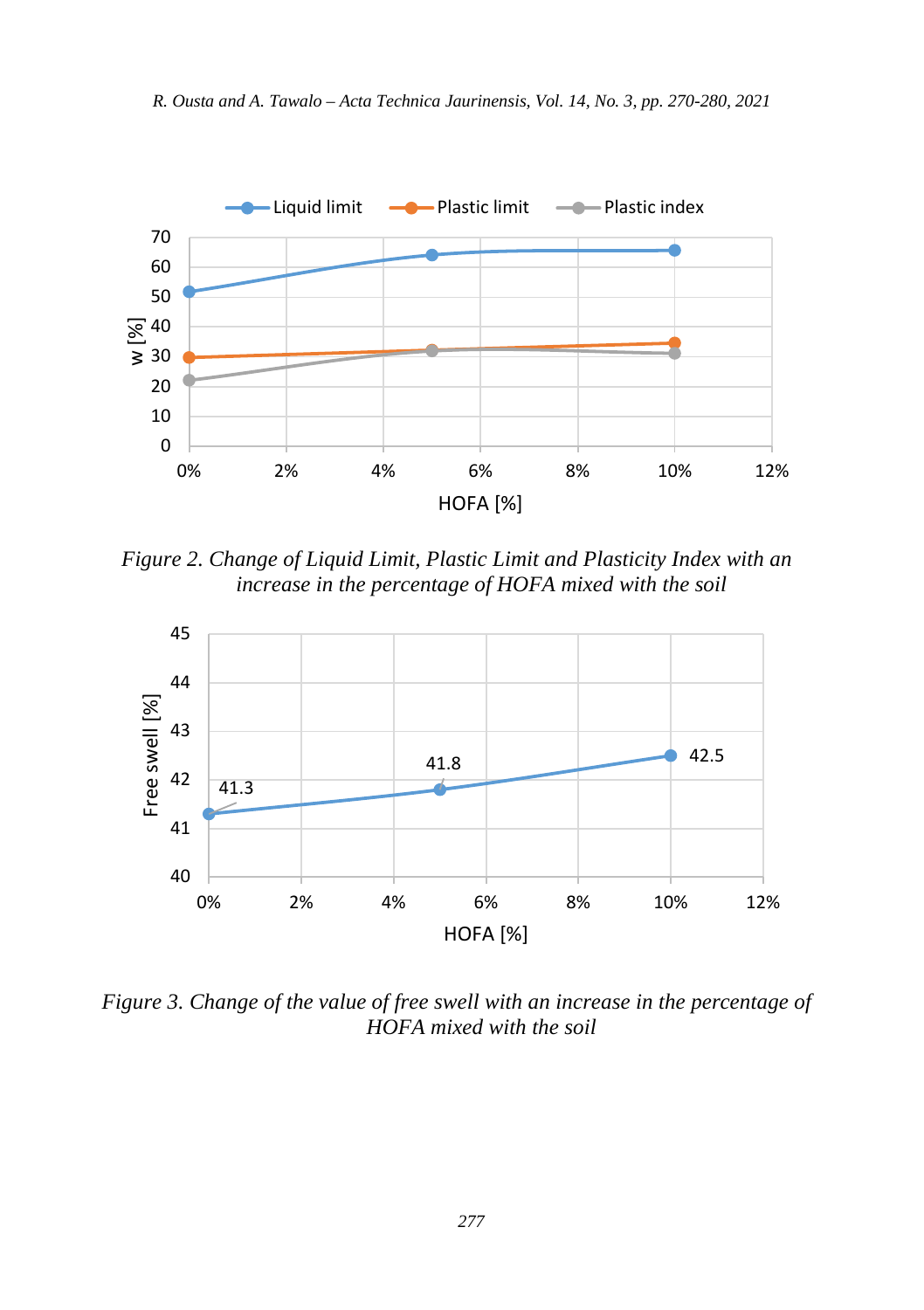Figure 2. Change of Liquid Limit, Plastic Limit and Plasticity Index with an increase in the percentage of HOFA mixed with the soil

Figure 3. Change of the value of free swell with an increase in the percentage of HOFA mixed with the soil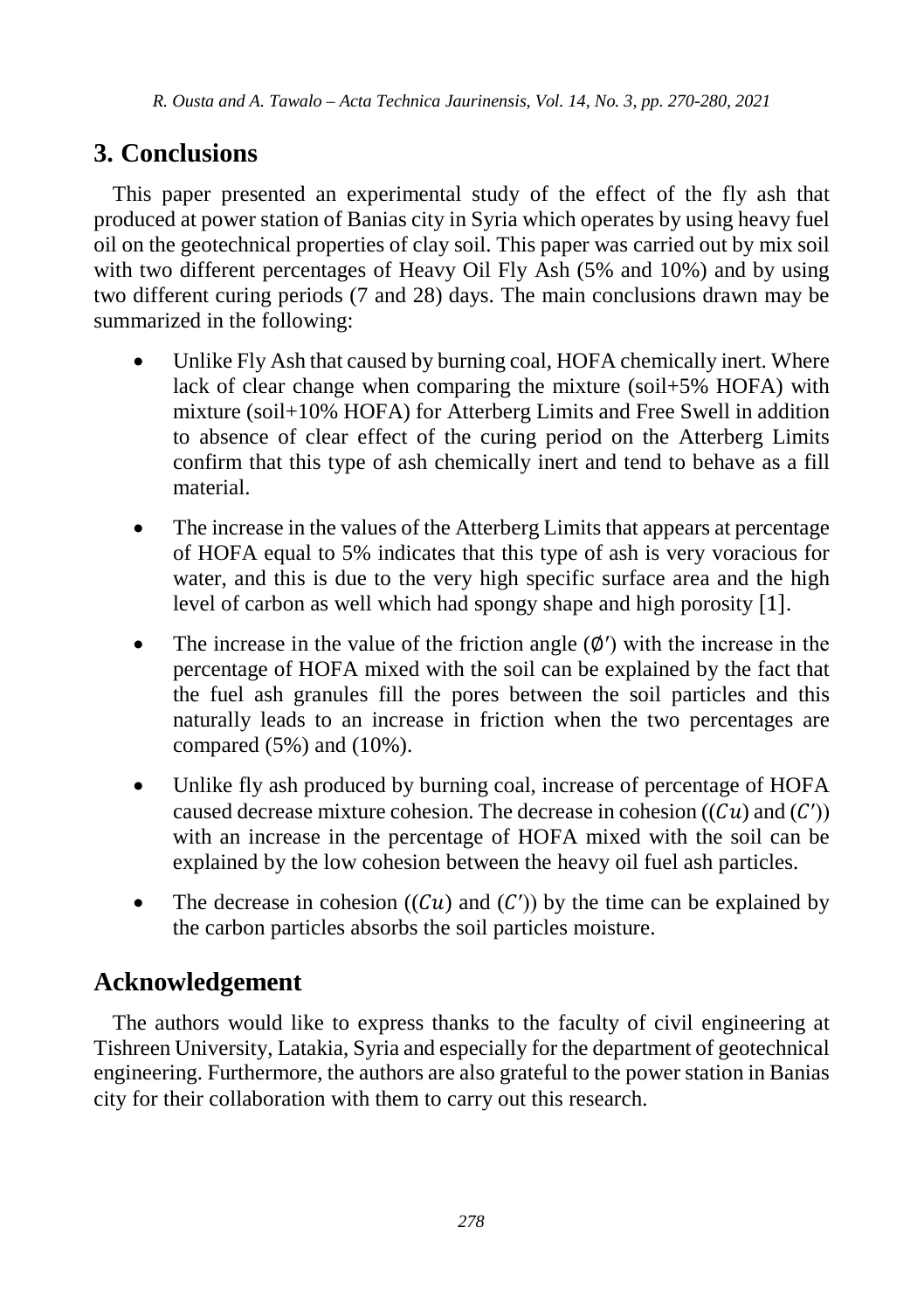## 3. Conclusions

This paper presented an experimental study of the effect of the fly ash that produced at power station of Banias city in Syria which operates by using heavy fuel oil on the geotechnical properties of clay soil. This paper was carried out by mix soil with two different percentages of Heavy Oil Fly Ash (5% and 10%) and by using two different curing periods (7 and 28) days. The main conclusions drawn may be summarized in the following:

- Unlike Fly Ash that caused by burning coal, HOFA chemically inert. Where lack of clear change when comparing the mixture (soil+5% HOFA) with mixture (soil+10% HOFA) for Atterberg Limits and Free Swell in addition to absence of clear effect of the curing period on the Atterberg Limits confirm that this type of ash chemically inert and tend to behave as a fill material.
- The increase in the values of the Atterberg Limits that appears at percentage of HOFA equal to 5% indicates that this type of ash is very voracious for water, and this is due to the very high specific surface area and the high level of carbon as well which had spongy shape and high porosity [1].
- The increase in the value of the friction angle ($\emptyset'$) with the increase in the percentage of HOFA mixed with the soil can be explained by the fact that the fuel ash granules fill the pores between the soil particles and this naturally leads to an increase in friction when the two percentages are compared (5%) and (10%).
- Unlike fly ash produced by burning coal, increase of percentage of HOFA caused decrease mixture cohesion. The decrease in cohesion (($Cu$) and ($C'$)) with an increase in the percentage of HOFA mixed with the soil can be explained by the low cohesion between the heavy oil fuel ash particles.
- The decrease in cohesion (($Cu$) and ($C'$)) by the time can be explained by the carbon particles absorbs the soil particles moisture.

## Acknowledgement

The authors would like to express thanks to the faculty of civil engineering at Tishreen University, Latakia, Syria and especially for the department of geotechnical engineering. Furthermore, the authors are also grateful to the power station in Banias city for their collaboration with them to carry out this research.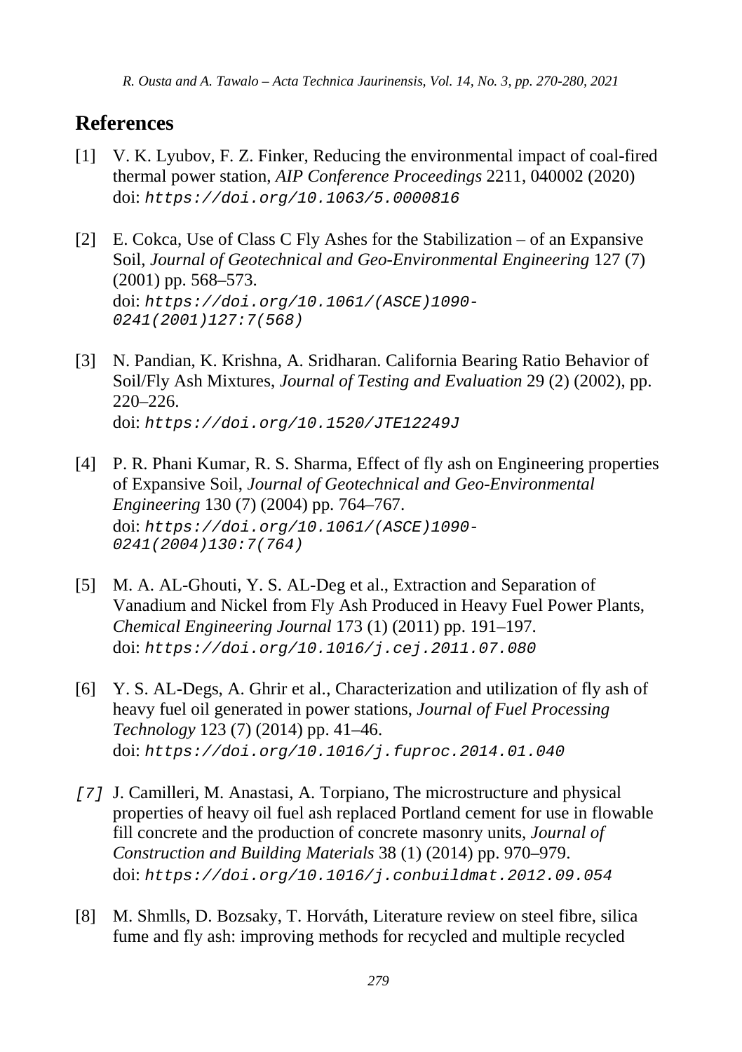## References

[1] V. K. Lyubov, F. Z. Finker, Reducing the environmental impact of coal-fired thermal power station, *AIP Conference Proceedings* 2211, 040002 (2020) doi: `https://doi.org/10.1063/5.0000816`

[2] E. Cokca, Use of Class C Fly Ashes for the Stabilization – of an Expansive Soil, *Journal of Geotechnical and Geo-Environmental Engineering* 127 (7) (2001) pp. 568–573. doi: `https://doi.org/10.1061/(ASCE)1090-0241(2001)127:7(568)`

[3] N. Pandian, K. Krishna, A. Sridharan. California Bearing Ratio Behavior of Soil/Fly Ash Mixtures, *Journal of Testing and Evaluation* 29 (2) (2002), pp. 220–226. doi: `https://doi.org/10.1520/JTE12249J`

[4] P. R. Phani Kumar, R. S. Sharma, Effect of fly ash on Engineering properties of Expansive Soil, *Journal of Geotechnical and Geo-Environmental Engineering* 130 (7) (2004) pp. 764–767. doi: `https://doi.org/10.1061/(ASCE)1090-0241(2004)130:7(764)`

[5] M. A. AL-Ghouti, Y. S. AL-Deg et al., Extraction and Separation of Vanadium and Nickel from Fly Ash Produced in Heavy Fuel Power Plants, *Chemical Engineering Journal* 173 (1) (2011) pp. 191–197. doi: `https://doi.org/10.1016/j.cej.2011.07.080`

[6] Y. S. AL-Degs, A. Ghrir et al., Characterization and utilization of fly ash of heavy fuel oil generated in power stations, *Journal of Fuel Processing Technology* 123 (7) (2014) pp. 41–46. doi: `https://doi.org/10.1016/j.fuproc.2014.01.040`

[7] J. Camilleri, M. Anastasi, A. Torpiano, The microstructure and physical properties of heavy oil fuel ash replaced Portland cement for use in flowable fill concrete and the production of concrete masonry units, *Journal of Construction and Building Materials* 38 (1) (2014) pp. 970–979. doi: `https://doi.org/10.1016/j.conbuildmat.2012.09.054`

[8] M. Shmlls, D. Bozsaky, T. Horváth, Literature review on steel fibre, silica fume and fly ash: improving methods for recycled and multiple recycled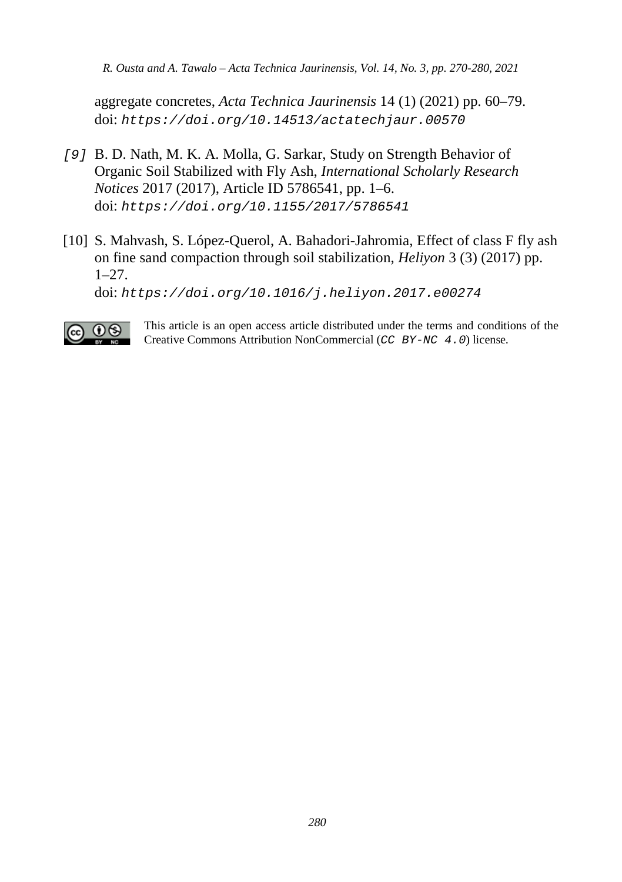aggregate concretes, *Acta Technica Jaurinensis* 14 (1) (2021) pp. 60–79. doi: `https://doi.org/10.14513/actatechjaur.00570`

[9] B. D. Nath, M. K. A. Molla, G. Sarkar, Study on Strength Behavior of Organic Soil Stabilized with Fly Ash, *International Scholarly Research Notices* 2017 (2017), Article ID 5786541, pp. 1–6. doi: `https://doi.org/10.1155/2017/5786541`

[10] S. Mahvash, S. López-Querol, A. Bahadori-Jahromia, Effect of class F fly ash on fine sand compaction through soil stabilization, *Heliyon* 3 (3) (2017) pp. 1–27. doi: `https://doi.org/10.1016/j.heliyon.2017.e00274`

This article is an open access article distributed under the terms and conditions of the Creative Commons Attribution NonCommercial (`CC BY-NC 4.0`) license.